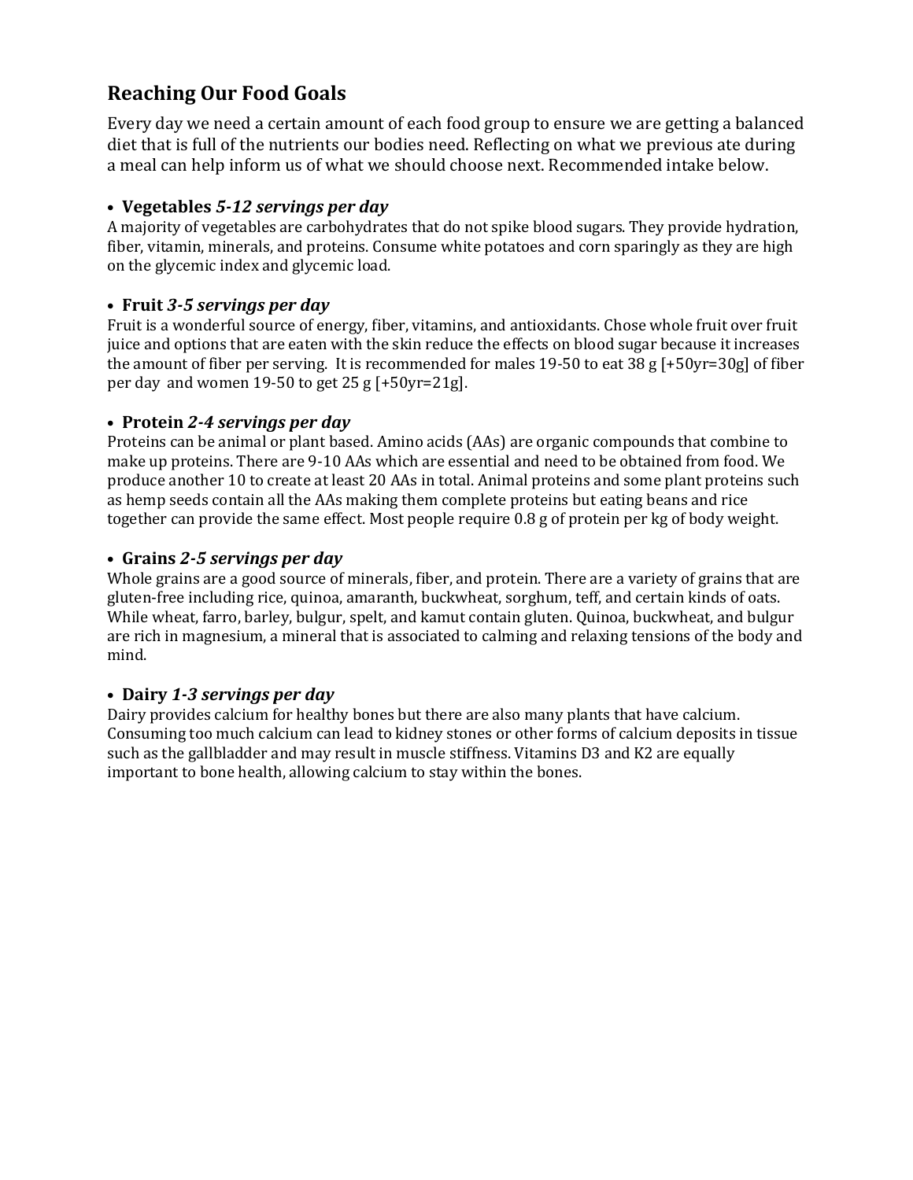## Reaching Our Food Goals

Every day we need a certain amount of each food group to ensure we are getting a balanced diet that is full of the nutrients our bodies need. Reflecting on what we previous ate during a meal can help inform us of what we should choose next. Recommended intake below.

- **Vegetables** ***5-12 servings per day***

A majority of vegetables are carbohydrates that do not spike blood sugars. They provide hydration, fiber, vitamin, minerals, and proteins. Consume white potatoes and corn sparingly as they are high on the glycemic index and glycemic load.

- **Fruit** ***3-5 servings per day***

Fruit is a wonderful source of energy, fiber, vitamins, and antioxidants. Chose whole fruit over fruit juice and options that are eaten with the skin reduce the effects on blood sugar because it increases the amount of fiber per serving. It is recommended for males 19-50 to eat 38 g [+50yr=30g] of fiber per day and women 19-50 to get 25 g [+50yr=21g].

- **Protein** ***2-4 servings per day***

Proteins can be animal or plant based. Amino acids (AAs) are organic compounds that combine to make up proteins. There are 9-10 AAs which are essential and need to be obtained from food. We produce another 10 to create at least 20 AAs in total. Animal proteins and some plant proteins such as hemp seeds contain all the AAs making them complete proteins but eating beans and rice together can provide the same effect. Most people require 0.8 g of protein per kg of body weight.

- **Grains** ***2-5 servings per day***

Whole grains are a good source of minerals, fiber, and protein. There are a variety of grains that are gluten-free including rice, quinoa, amaranth, buckwheat, sorghum, teff, and certain kinds of oats. While wheat, farro, barley, bulgur, spelt, and kamut contain gluten. Quinoa, buckwheat, and bulgur are rich in magnesium, a mineral that is associated to calming and relaxing tensions of the body and mind.

- **Dairy** ***1-3 servings per day***

Dairy provides calcium for healthy bones but there are also many plants that have calcium. Consuming too much calcium can lead to kidney stones or other forms of calcium deposits in tissue such as the gallbladder and may result in muscle stiffness. Vitamins D3 and K2 are equally important to bone health, allowing calcium to stay within the bones.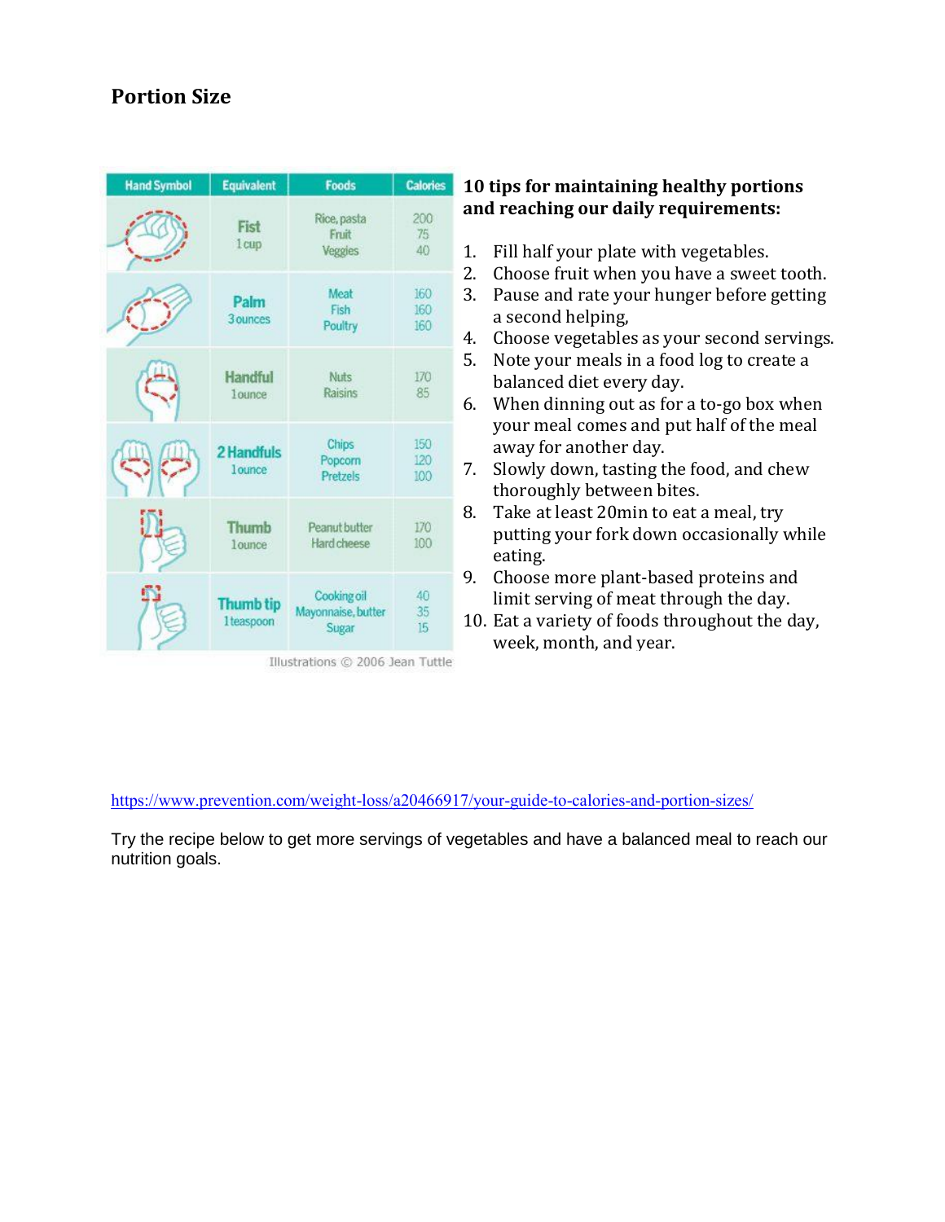## Portion Size

| Hand Symbol | Equivalent | Foods | Calories |
|---|---|---|---|
| | Fist 1 cup | Rice, pasta<br>Fruit<br>Veggies | 200<br>75<br>40 |
| | Palm 3 ounces | Meat<br>Fish<br>Poultry | 160<br>160<br>160 |
| | Handful 1 ounce | Nuts<br>Raisins | 170<br>85 |
| | 2 Handfuls 1 ounce | Chips<br>Popcorn<br>Pretzels | 150<br>120<br>100 |
| | Thumb 1 ounce | Peanut butter<br>Hard cheese | 170<br>100 |
| | Thumb tip 1 teaspoon | Cooking oil<br>Mayonnaise, butter<br>Sugar | 40<br>35<br>15 |

Illustrations © 2006 Jean Tuttle

**10 tips for maintaining healthy portions and reaching our daily requirements:**

1. Fill half your plate with vegetables.
2. Choose fruit when you have a sweet tooth.
3. Pause and rate your hunger before getting a second helping,
4. Choose vegetables as your second servings.
5. Note your meals in a food log to create a balanced diet every day.
6. When dinning out as for a to-go box when your meal comes and put half of the meal away for another day.
7. Slowly down, tasting the food, and chew thoroughly between bites.
8. Take at least 20min to eat a meal, try putting your fork down occasionally while eating.
9. Choose more plant-based proteins and limit serving of meat through the day.
10. Eat a variety of foods throughout the day, week, month, and year.

https://www.prevention.com/weight-loss/a20466917/your-guide-to-calories-and-portion-sizes/

Try the recipe below to get more servings of vegetables and have a balanced meal to reach our nutrition goals.